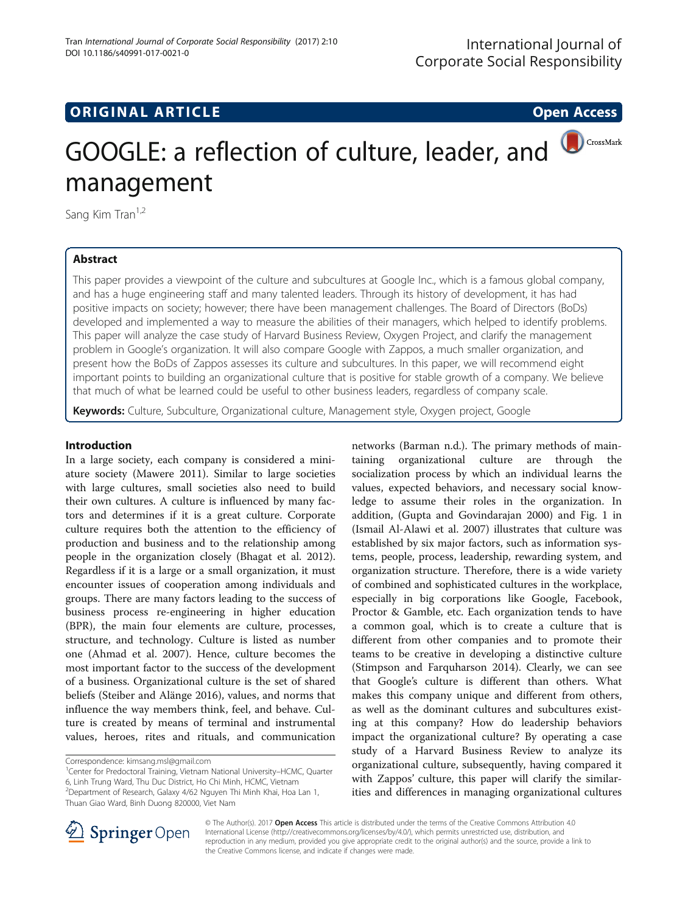**ORIGINAL ARTICLE** **Open Access**

# GOOGLE: a reflection of culture, leader, and management

Sang Kim Tran[1,2]

## Abstract

This paper provides a viewpoint of the culture and subcultures at Google Inc., which is a famous global company, and has a huge engineering staff and many talented leaders. Through its history of development, it has had positive impacts on society; however; there have been management challenges. The Board of Directors (BoDs) developed and implemented a way to measure the abilities of their managers, which helped to identify problems. This paper will analyze the case study of Harvard Business Review, Oxygen Project, and clarify the management problem in Google's organization. It will also compare Google with Zappos, a much smaller organization, and present how the BoDs of Zappos assesses its culture and subcultures. In this paper, we will recommend eight important points to building an organizational culture that is positive for stable growth of a company. We believe that much of what be learned could be useful to other business leaders, regardless of company scale.

**Keywords:** Culture, Subculture, Organizational culture, Management style, Oxygen project, Google

## Introduction

In a large society, each company is considered a miniature society (Mawere 2011). Similar to large societies with large cultures, small societies also need to build their own cultures. A culture is influenced by many factors and determines if it is a great culture. Corporate culture requires both the attention to the efficiency of production and business and to the relationship among people in the organization closely (Bhagat et al. 2012). Regardless if it is a large or a small organization, it must encounter issues of cooperation among individuals and groups. There are many factors leading to the success of business process re-engineering in higher education (BPR), the main four elements are culture, processes, structure, and technology. Culture is listed as number one (Ahmad et al. 2007). Hence, culture becomes the most important factor to the success of the development of a business. Organizational culture is the set of shared beliefs (Steiber and Alänge 2016), values, and norms that influence the way members think, feel, and behave. Culture is created by means of terminal and instrumental values, heroes, rites and rituals, and communication networks (Barman n.d.). The primary methods of maintaining organizational culture are through the socialization process by which an individual learns the values, expected behaviors, and necessary social knowledge to assume their roles in the organization. In addition, (Gupta and Govindarajan 2000) and Fig. 1 in (Ismail Al-Alawi et al. 2007) illustrates that culture was established by six major factors, such as information systems, people, process, leadership, rewarding system, and organization structure. Therefore, there is a wide variety of combined and sophisticated cultures in the workplace, especially in big corporations like Google, Facebook, Proctor & Gamble, etc. Each organization tends to have a common goal, which is to create a culture that is different from other companies and to promote their teams to be creative in developing a distinctive culture (Stimpson and Farquharson 2014). Clearly, we can see that Google's culture is different than others. What makes this company unique and different from others, as well as the dominant cultures and subcultures existing at this company? How do leadership behaviors impact the organizational culture? By operating a case study of a Harvard Business Review to analyze its organizational culture, subsequently, having compared it with Zappos' culture, this paper will clarify the similarities and differences in managing organizational cultures

Correspondence: kimsang.msl@gmail.com

[1]Center for Predoctoral Training, Vietnam National University–HCMC, Quarter 6, Linh Trung Ward, Thu Duc District, Ho Chi Minh, HCMC, Vietnam

[2]Department of Research, Galaxy 4/62 Nguyen Thi Minh Khai, Hoa Lan 1, Thuan Giao Ward, Binh Duong 820000, Viet Nam

© The Author(s). 2017 **Open Access** This article is distributed under the terms of the Creative Commons Attribution 4.0 International License (http://creativecommons.org/licenses/by/4.0/), which permits unrestricted use, distribution, and reproduction in any medium, provided you give appropriate credit to the original author(s) and the source, provide a link to the Creative Commons license, and indicate if changes were made.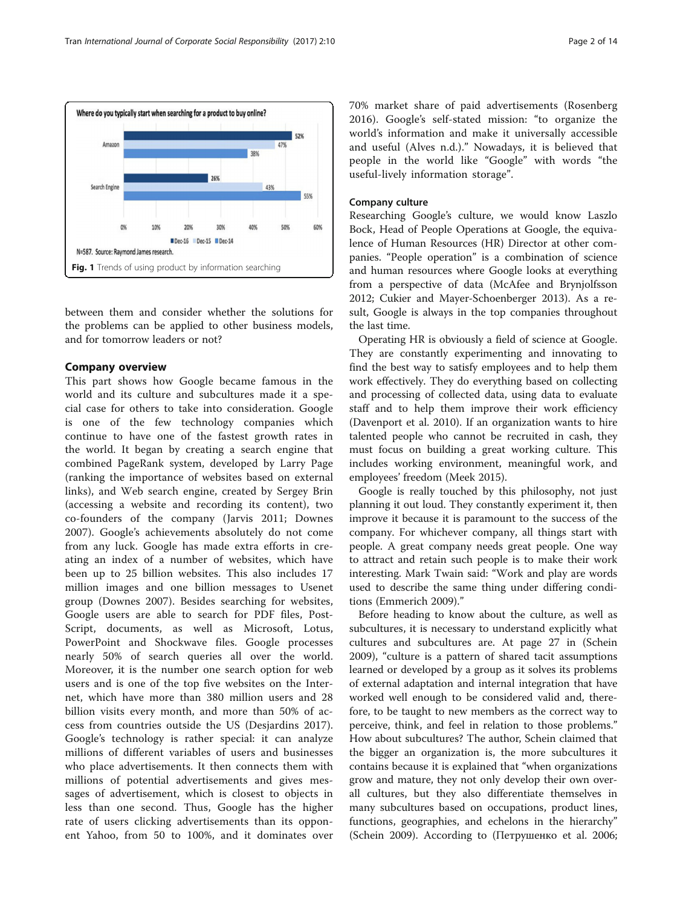Where do you typically start when searching for a product to buy online?

Amazon

52%

47%

38%

Search Engine

26%

43%

55%

0% 10% 20% 30% 40% 50% 60%

Dec-16 Dec-15 Dec-14

N=587. Source: Raymond James research.

**Fig. 1** Trends of using product by information searching

between them and consider whether the solutions for the problems can be applied to other business models, and for tomorrow leaders or not?

## Company overview

This part shows how Google became famous in the world and its culture and subcultures made it a special case for others to take into consideration. Google is one of the few technology companies which continue to have one of the fastest growth rates in the world. It began by creating a search engine that combined PageRank system, developed by Larry Page (ranking the importance of websites based on external links), and Web search engine, created by Sergey Brin (accessing a website and recording its content), two co-founders of the company (Jarvis 2011; Downes 2007). Google's achievements absolutely do not come from any luck. Google has made extra efforts in creating an index of a number of websites, which have been up to 25 billion websites. This also includes 17 million images and one billion messages to Usenet group (Downes 2007). Besides searching for websites, Google users are able to search for PDF files, PostScript, documents, as well as Microsoft, Lotus, PowerPoint and Shockwave files. Google processes nearly 50% of search queries all over the world. Moreover, it is the number one search option for web users and is one of the top five websites on the Internet, which have more than 380 million users and 28 billion visits every month, and more than 50% of access from countries outside the US (Desjardins 2017). Google's technology is rather special: it can analyze millions of different variables of users and businesses who place advertisements. It then connects them with millions of potential advertisements and gives messages of advertisement, which is closest to objects in less than one second. Thus, Google has the higher rate of users clicking advertisements than its opponent Yahoo, from 50 to 100%, and it dominates over 70% market share of paid advertisements (Rosenberg 2016). Google's self-stated mission: "to organize the world's information and make it universally accessible and useful (Alves n.d.)." Nowadays, it is believed that people in the world like "Google" with words "the useful-lively information storage".

### Company culture

Researching Google's culture, we would know Laszlo Bock, Head of People Operations at Google, the equivalence of Human Resources (HR) Director at other companies. "People operation" is a combination of science and human resources where Google looks at everything from a perspective of data (McAfee and Brynjolfsson 2012; Cukier and Mayer-Schoenberger 2013). As a result, Google is always in the top companies throughout the last time.

Operating HR is obviously a field of science at Google. They are constantly experimenting and innovating to find the best way to satisfy employees and to help them work effectively. They do everything based on collecting and processing of collected data, using data to evaluate staff and to help them improve their work efficiency (Davenport et al. 2010). If an organization wants to hire talented people who cannot be recruited in cash, they must focus on building a great working culture. This includes working environment, meaningful work, and employees' freedom (Meek 2015).

Google is really touched by this philosophy, not just planning it out loud. They constantly experiment it, then improve it because it is paramount to the success of the company. For whichever company, all things start with people. A great company needs great people. One way to attract and retain such people is to make their work interesting. Mark Twain said: "Work and play are words used to describe the same thing under differing conditions (Emmerich 2009)."

Before heading to know about the culture, as well as subcultures, it is necessary to understand explicitly what cultures and subcultures are. At page 27 in (Schein 2009), "culture is a pattern of shared tacit assumptions learned or developed by a group as it solves its problems of external adaptation and internal integration that have worked well enough to be considered valid and, therefore, to be taught to new members as the correct way to perceive, think, and feel in relation to those problems." How about subcultures? The author, Schein claimed that the bigger an organization is, the more subcultures it contains because it is explained that "when organizations grow and mature, they not only develop their own overall cultures, but they also differentiate themselves in many subcultures based on occupations, product lines, functions, geographies, and echelons in the hierarchy" (Schein 2009). According to (Петрушенко et al. 2006;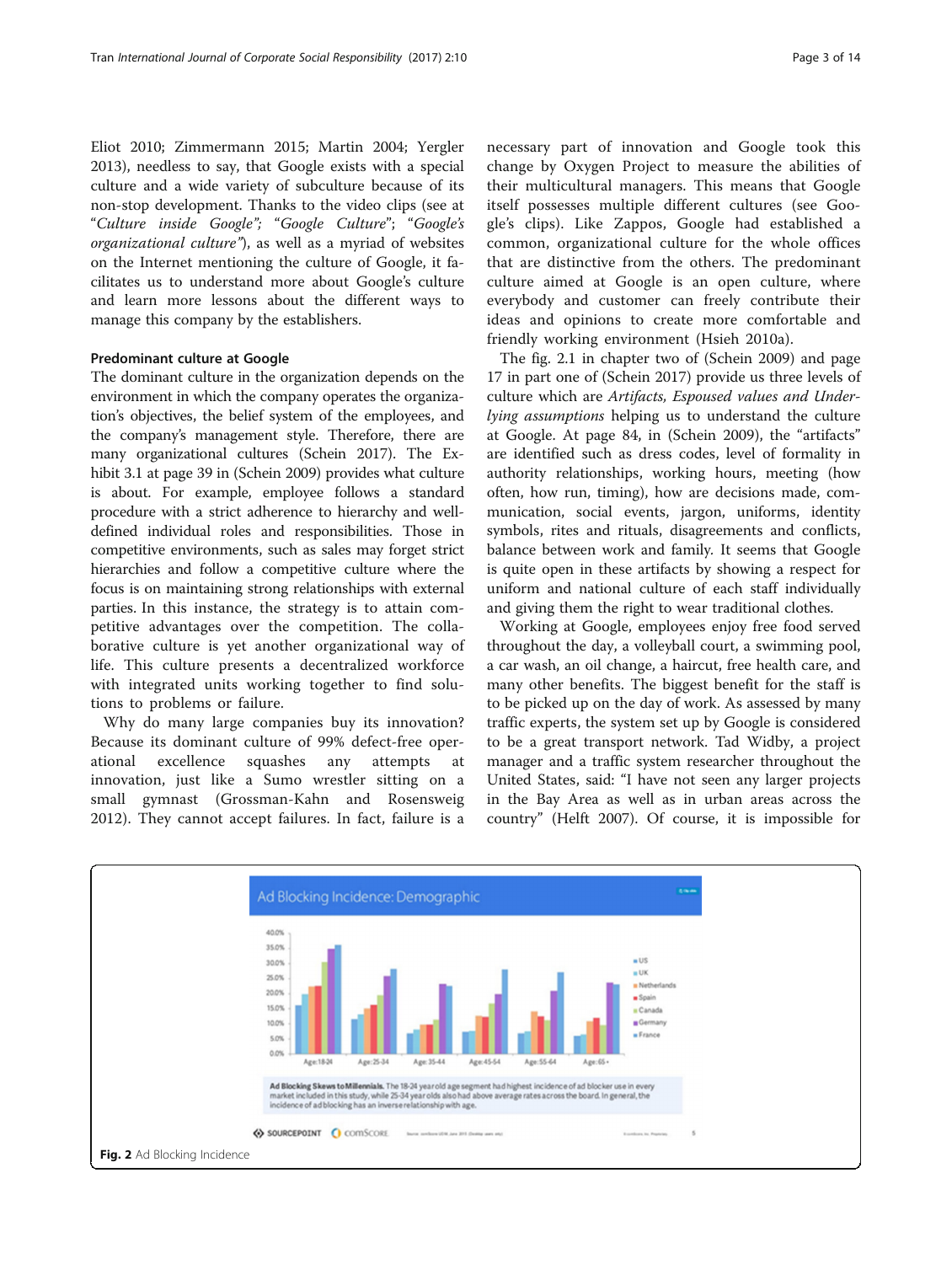Eliot 2010; Zimmermann 2015; Martin 2004; Yergler 2013), needless to say, that Google exists with a special culture and a wide variety of subculture because of its non-stop development. Thanks to the video clips (see at "*Culture inside Google*"; "*Google Culture*"; "*Google's organizational culture*"), as well as a myriad of websites on the Internet mentioning the culture of Google, it facilitates us to understand more about Google's culture and learn more lessons about the different ways to manage this company by the establishers.

### Predominant culture at Google

The dominant culture in the organization depends on the environment in which the company operates the organization's objectives, the belief system of the employees, and the company's management style. Therefore, there are many organizational cultures (Schein 2017). The Exhibit 3.1 at page 39 in (Schein 2009) provides what culture is about. For example, employee follows a standard procedure with a strict adherence to hierarchy and well-defined individual roles and responsibilities. Those in competitive environments, such as sales may forget strict hierarchies and follow a competitive culture where the focus is on maintaining strong relationships with external parties. In this instance, the strategy is to attain competitive advantages over the competition. The collaborative culture is yet another organizational way of life. This culture presents a decentralized workforce with integrated units working together to find solutions to problems or failure.

Why do many large companies buy its innovation? Because its dominant culture of 99% defect-free operational excellence squashes any attempts at innovation, just like a Sumo wrestler sitting on a small gymnast (Grossman-Kahn and Rosensweig 2012). They cannot accept failures. In fact, failure is a necessary part of innovation and Google took this change by Oxygen Project to measure the abilities of their multicultural managers. This means that Google itself possesses multiple different cultures (see Google's clips). Like Zappos, Google had established a common, organizational culture for the whole offices that are distinctive from the others. The predominant culture aimed at Google is an open culture, where everybody and customer can freely contribute their ideas and opinions to create more comfortable and friendly working environment (Hsieh 2010a).

The fig. 2.1 in chapter two of (Schein 2009) and page 17 in part one of (Schein 2017) provide us three levels of culture which are *Artifacts, Espoused values and Underlying assumptions* helping us to understand the culture at Google. At page 84, in (Schein 2009), the "artifacts" are identified such as dress codes, level of formality in authority relationships, working hours, meeting (how often, how run, timing), how are decisions made, communication, social events, jargon, uniforms, identity symbols, rites and rituals, disagreements and conflicts, balance between work and family. It seems that Google is quite open in these artifacts by showing a respect for uniform and national culture of each staff individually and giving them the right to wear traditional clothes.

Working at Google, employees enjoy free food served throughout the day, a volleyball court, a swimming pool, a car wash, an oil change, a haircut, free health care, and many other benefits. The biggest benefit for the staff is to be picked up on the day of work. As assessed by many traffic experts, the system set up by Google is considered to be a great transport network. Tad Widby, a project manager and a traffic system researcher throughout the United States, said: "I have not seen any larger projects in the Bay Area as well as in urban areas across the country" (Helft 2007). Of course, it is impossible for

**Fig. 2** Ad Blocking Incidence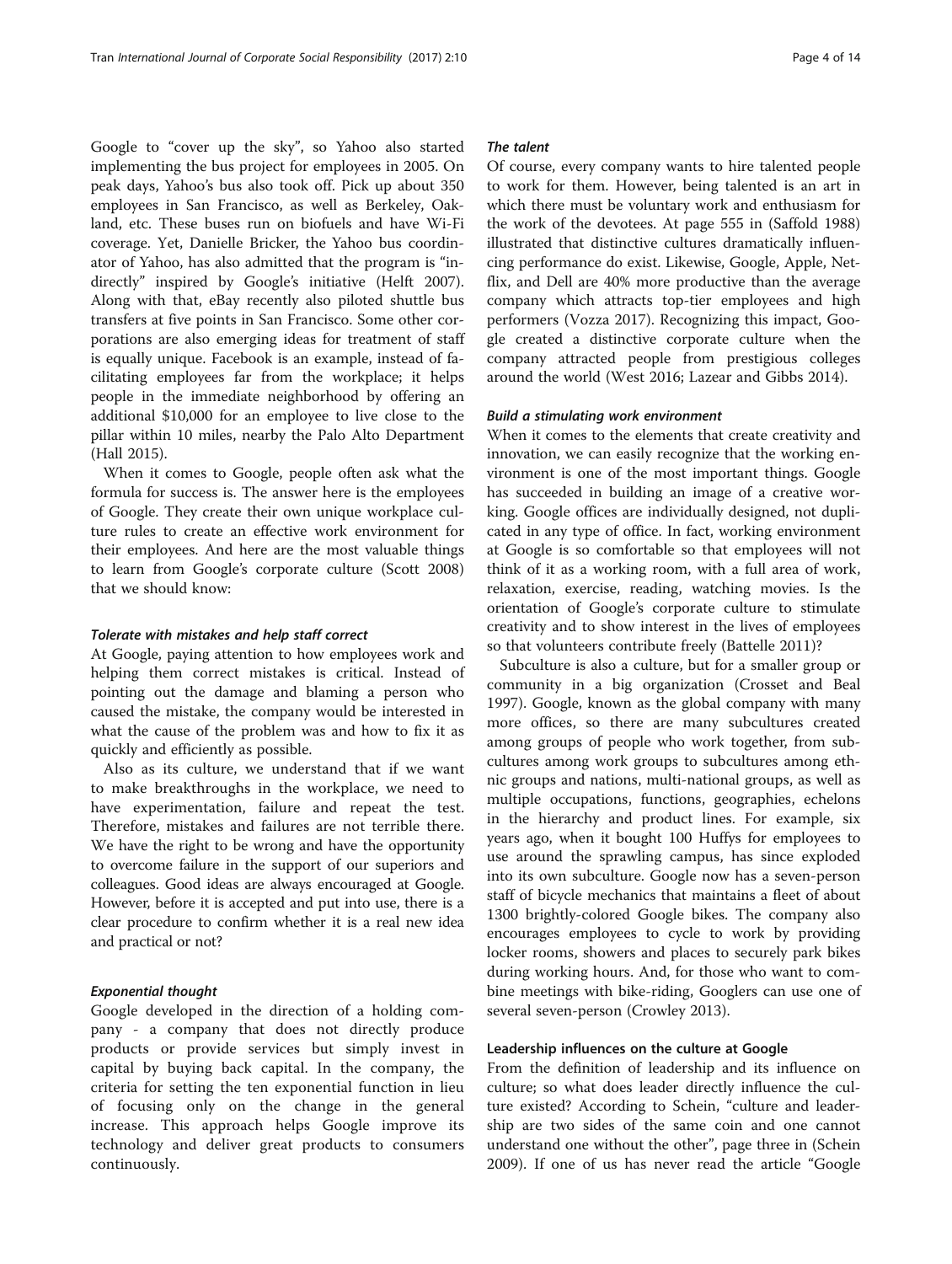Google to "cover up the sky", so Yahoo also started implementing the bus project for employees in 2005. On peak days, Yahoo's bus also took off. Pick up about 350 employees in San Francisco, as well as Berkeley, Oakland, etc. These buses run on biofuels and have Wi-Fi coverage. Yet, Danielle Bricker, the Yahoo bus coordinator of Yahoo, has also admitted that the program is "indirectly" inspired by Google's initiative (Helft 2007). Along with that, eBay recently also piloted shuttle bus transfers at five points in San Francisco. Some other corporations are also emerging ideas for treatment of staff is equally unique. Facebook is an example, instead of facilitating employees far from the workplace; it helps people in the immediate neighborhood by offering an additional $10,000 for an employee to live close to the pillar within 10 miles, nearby the Palo Alto Department (Hall 2015).

When it comes to Google, people often ask what the formula for success is. The answer here is the employees of Google. They create their own unique workplace culture rules to create an effective work environment for their employees. And here are the most valuable things to learn from Google's corporate culture (Scott 2008) that we should know:

#### *Tolerate with mistakes and help staff correct*

At Google, paying attention to how employees work and helping them correct mistakes is critical. Instead of pointing out the damage and blaming a person who caused the mistake, the company would be interested in what the cause of the problem was and how to fix it as quickly and efficiently as possible.

Also as its culture, we understand that if we want to make breakthroughs in the workplace, we need to have experimentation, failure and repeat the test. Therefore, mistakes and failures are not terrible there. We have the right to be wrong and have the opportunity to overcome failure in the support of our superiors and colleagues. Good ideas are always encouraged at Google. However, before it is accepted and put into use, there is a clear procedure to confirm whether it is a real new idea and practical or not?

#### *Exponential thought*

Google developed in the direction of a holding company - a company that does not directly produce products or provide services but simply invest in capital by buying back capital. In the company, the criteria for setting the ten exponential function in lieu of focusing only on the change in the general increase. This approach helps Google improve its technology and deliver great products to consumers continuously.

#### *The talent*

Of course, every company wants to hire talented people to work for them. However, being talented is an art in which there must be voluntary work and enthusiasm for the work of the devotees. At page 555 in (Saffold 1988) illustrated that distinctive cultures dramatically influencing performance do exist. Likewise, Google, Apple, Netflix, and Dell are 40% more productive than the average company which attracts top-tier employees and high performers (Vozza 2017). Recognizing this impact, Google created a distinctive corporate culture when the company attracted people from prestigious colleges around the world (West 2016; Lazear and Gibbs 2014).

#### *Build a stimulating work environment*

When it comes to the elements that create creativity and innovation, we can easily recognize that the working environment is one of the most important things. Google has succeeded in building an image of a creative working. Google offices are individually designed, not duplicated in any type of office. In fact, working environment at Google is so comfortable so that employees will not think of it as a working room, with a full area of work, relaxation, exercise, reading, watching movies. Is the orientation of Google's corporate culture to stimulate creativity and to show interest in the lives of employees so that volunteers contribute freely (Battelle 2011)?

Subculture is also a culture, but for a smaller group or community in a big organization (Crosset and Beal 1997). Google, known as the global company with many more offices, so there are many subcultures created among groups of people who work together, from subcultures among work groups to subcultures among ethnic groups and nations, multi-national groups, as well as multiple occupations, functions, geographies, echelons in the hierarchy and product lines. For example, six years ago, when it bought 100 Huffys for employees to use around the sprawling campus, has since exploded into its own subculture. Google now has a seven-person staff of bicycle mechanics that maintains a fleet of about 1300 brightly-colored Google bikes. The company also encourages employees to cycle to work by providing locker rooms, showers and places to securely park bikes during working hours. And, for those who want to combine meetings with bike-riding, Googlers can use one of several seven-person (Crowley 2013).

### Leadership influences on the culture at Google

From the definition of leadership and its influence on culture; so what does leader directly influence the culture existed? According to Schein, "culture and leadership are two sides of the same coin and one cannot understand one without the other", page three in (Schein 2009). If one of us has never read the article "Google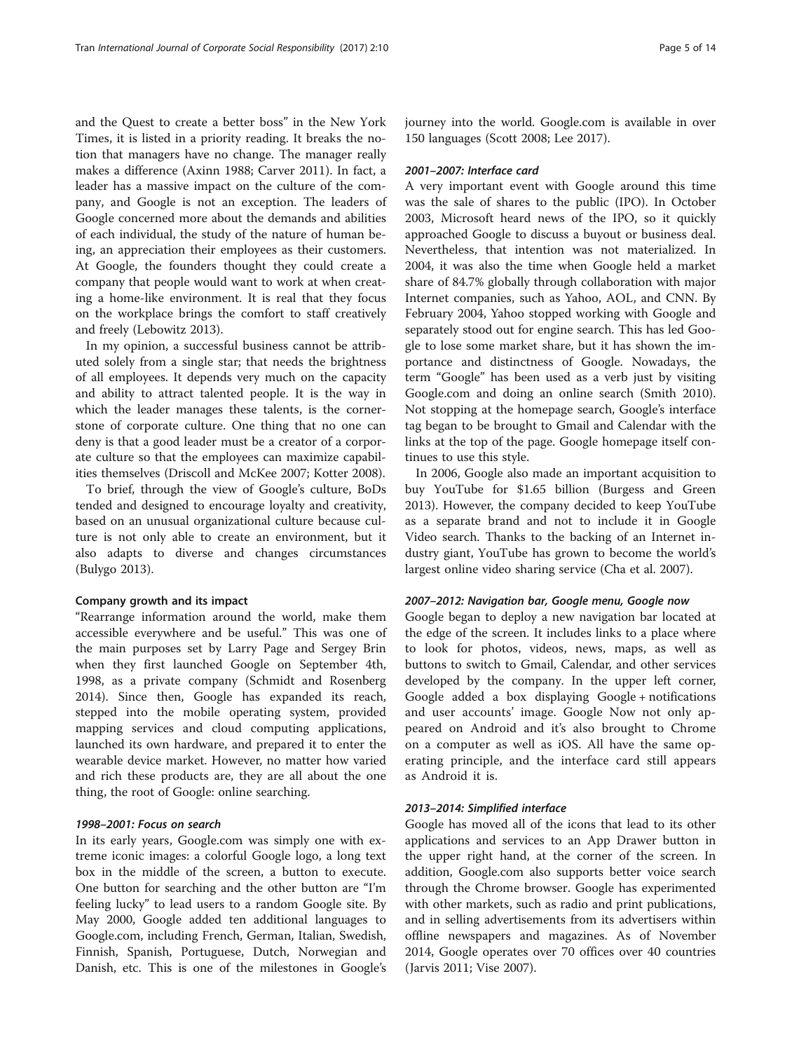and the Quest to create a better boss" in the New York Times, it is listed in a priority reading. It breaks the notion that managers have no change. The manager really makes a difference (Axinn 1988; Carver 2011). In fact, a leader has a massive impact on the culture of the company, and Google is not an exception. The leaders of Google concerned more about the demands and abilities of each individual, the study of the nature of human being, an appreciation their employees as their customers. At Google, the founders thought they could create a company that people would want to work at when creating a home-like environment. It is real that they focus on the workplace brings the comfort to staff creatively and freely (Lebowitz 2013).

In my opinion, a successful business cannot be attributed solely from a single star; that needs the brightness of all employees. It depends very much on the capacity and ability to attract talented people. It is the way in which the leader manages these talents, is the cornerstone of corporate culture. One thing that no one can deny is that a good leader must be a creator of a corporate culture so that the employees can maximize capabilities themselves (Driscoll and McKee 2007; Kotter 2008).

To brief, through the view of Google's culture, BoDs tended and designed to encourage loyalty and creativity, based on an unusual organizational culture because culture is not only able to create an environment, but it also adapts to diverse and changes circumstances (Bulygo 2013).

### Company growth and its impact

"Rearrange information around the world, make them accessible everywhere and be useful." This was one of the main purposes set by Larry Page and Sergey Brin when they first launched Google on September 4th, 1998, as a private company (Schmidt and Rosenberg 2014). Since then, Google has expanded its reach, stepped into the mobile operating system, provided mapping services and cloud computing applications, launched its own hardware, and prepared it to enter the wearable device market. However, no matter how varied and rich these products are, they are all about the one thing, the root of Google: online searching.

#### *1998–2001: Focus on search*

In its early years, Google.com was simply one with extreme iconic images: a colorful Google logo, a long text box in the middle of the screen, a button to execute. One button for searching and the other button are "I'm feeling lucky" to lead users to a random Google site. By May 2000, Google added ten additional languages to Google.com, including French, German, Italian, Swedish, Finnish, Spanish, Portuguese, Dutch, Norwegian and Danish, etc. This is one of the milestones in Google's journey into the world. Google.com is available in over 150 languages (Scott 2008; Lee 2017).

#### *2001–2007: Interface card*

A very important event with Google around this time was the sale of shares to the public (IPO). In October 2003, Microsoft heard news of the IPO, so it quickly approached Google to discuss a buyout or business deal. Nevertheless, that intention was not materialized. In 2004, it was also the time when Google held a market share of 84.7% globally through collaboration with major Internet companies, such as Yahoo, AOL, and CNN. By February 2004, Yahoo stopped working with Google and separately stood out for engine search. This has led Google to lose some market share, but it has shown the importance and distinctness of Google. Nowadays, the term "Google" has been used as a verb just by visiting Google.com and doing an online search (Smith 2010). Not stopping at the homepage search, Google's interface tag began to be brought to Gmail and Calendar with the links at the top of the page. Google homepage itself continues to use this style.

In 2006, Google also made an important acquisition to buy YouTube for $1.65 billion (Burgess and Green 2013). However, the company decided to keep YouTube as a separate brand and not to include it in Google Video search. Thanks to the backing of an Internet industry giant, YouTube has grown to become the world's largest online video sharing service (Cha et al. 2007).

#### *2007–2012: Navigation bar, Google menu, Google now*

Google began to deploy a new navigation bar located at the edge of the screen. It includes links to a place where to look for photos, videos, news, maps, as well as buttons to switch to Gmail, Calendar, and other services developed by the company. In the upper left corner, Google added a box displaying Google + notifications and user accounts' image. Google Now not only appeared on Android and it's also brought to Chrome on a computer as well as iOS. All have the same operating principle, and the interface card still appears as Android it is.

#### *2013–2014: Simplified interface*

Google has moved all of the icons that lead to its other applications and services to an App Drawer button in the upper right hand, at the corner of the screen. In addition, Google.com also supports better voice search through the Chrome browser. Google has experimented with other markets, such as radio and print publications, and in selling advertisements from its advertisers within offline newspapers and magazines. As of November 2014, Google operates over 70 offices over 40 countries (Jarvis 2011; Vise 2007).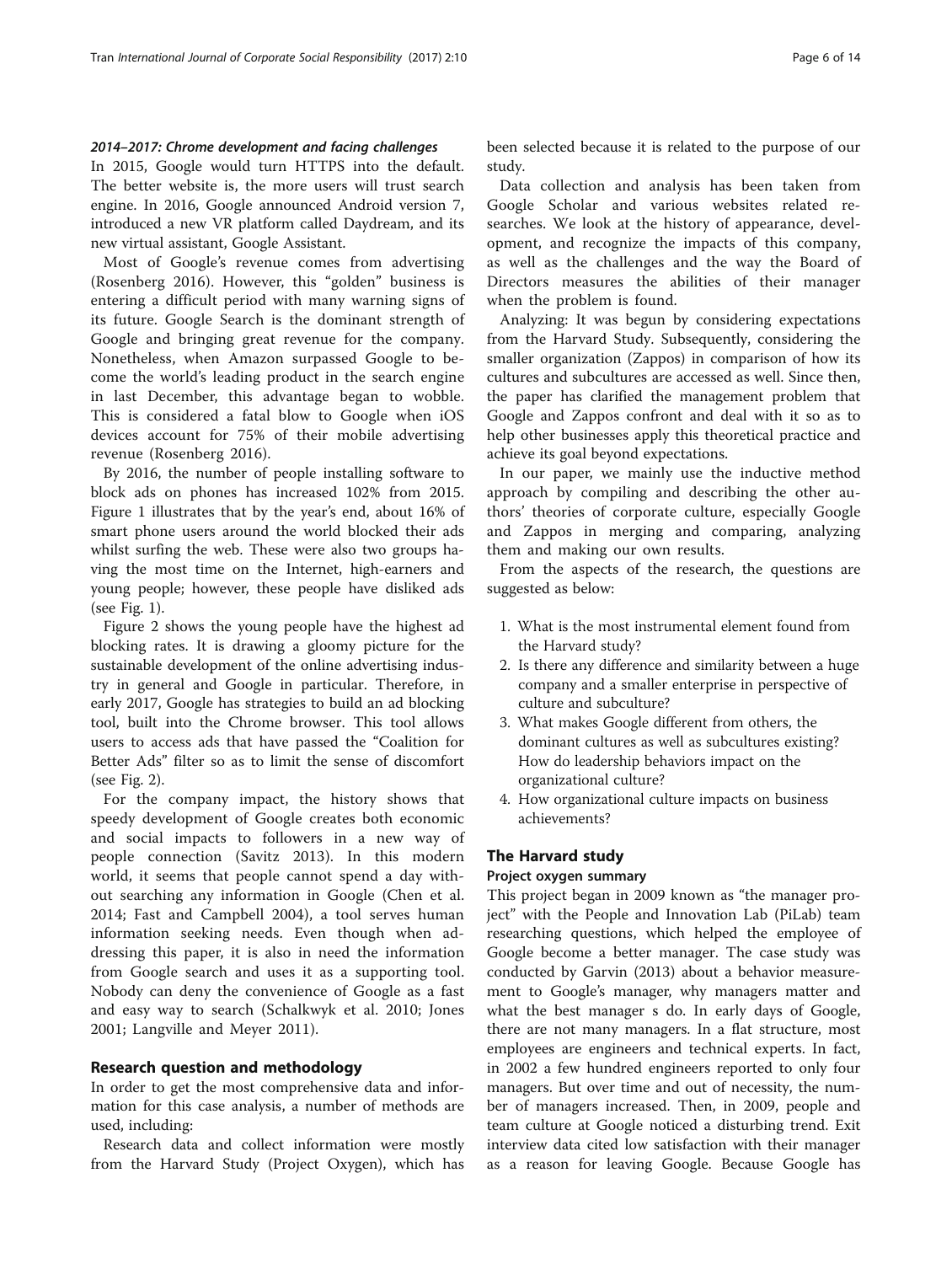#### *2014–2017: Chrome development and facing challenges*

In 2015, Google would turn HTTPS into the default. The better website is, the more users will trust search engine. In 2016, Google announced Android version 7, introduced a new VR platform called Daydream, and its new virtual assistant, Google Assistant.

Most of Google's revenue comes from advertising (Rosenberg 2016). However, this "golden" business is entering a difficult period with many warning signs of its future. Google Search is the dominant strength of Google and bringing great revenue for the company. Nonetheless, when Amazon surpassed Google to become the world's leading product in the search engine in last December, this advantage began to wobble. This is considered a fatal blow to Google when iOS devices account for 75% of their mobile advertising revenue (Rosenberg 2016).

By 2016, the number of people installing software to block ads on phones has increased 102% from 2015. Figure 1 illustrates that by the year's end, about 16% of smart phone users around the world blocked their ads whilst surfing the web. These were also two groups having the most time on the Internet, high-earners and young people; however, these people have disliked ads (see Fig. 1).

Figure 2 shows the young people have the highest ad blocking rates. It is drawing a gloomy picture for the sustainable development of the online advertising industry in general and Google in particular. Therefore, in early 2017, Google has strategies to build an ad blocking tool, built into the Chrome browser. This tool allows users to access ads that have passed the "Coalition for Better Ads" filter so as to limit the sense of discomfort (see Fig. 2).

For the company impact, the history shows that speedy development of Google creates both economic and social impacts to followers in a new way of people connection (Savitz 2013). In this modern world, it seems that people cannot spend a day without searching any information in Google (Chen et al. 2014; Fast and Campbell 2004), a tool serves human information seeking needs. Even though when addressing this paper, it is also in need the information from Google search and uses it as a supporting tool. Nobody can deny the convenience of Google as a fast and easy way to search (Schalkwyk et al. 2010; Jones 2001; Langville and Meyer 2011).

## Research question and methodology

In order to get the most comprehensive data and information for this case analysis, a number of methods are used, including:

Research data and collect information were mostly from the Harvard Study (Project Oxygen), which has been selected because it is related to the purpose of our study.

Data collection and analysis has been taken from Google Scholar and various websites related researches. We look at the history of appearance, development, and recognize the impacts of this company, as well as the challenges and the way the Board of Directors measures the abilities of their manager when the problem is found.

Analyzing: It was begun by considering expectations from the Harvard Study. Subsequently, considering the smaller organization (Zappos) in comparison of how its cultures and subcultures are accessed as well. Since then, the paper has clarified the management problem that Google and Zappos confront and deal with it so as to help other businesses apply this theoretical practice and achieve its goal beyond expectations.

In our paper, we mainly use the inductive method approach by compiling and describing the other authors' theories of corporate culture, especially Google and Zappos in merging and comparing, analyzing them and making our own results.

From the aspects of the research, the questions are suggested as below:

1. What is the most instrumental element found from the Harvard study?
2. Is there any difference and similarity between a huge company and a smaller enterprise in perspective of culture and subculture?
3. What makes Google different from others, the dominant cultures as well as subcultures existing? How do leadership behaviors impact on the organizational culture?
4. How organizational culture impacts on business achievements?

## The Harvard study

### Project oxygen summary

This project began in 2009 known as "the manager project" with the People and Innovation Lab (PiLab) team researching questions, which helped the employee of Google become a better manager. The case study was conducted by Garvin (2013) about a behavior measurement to Google's manager, why managers matter and what the best manager s do. In early days of Google, there are not many managers. In a flat structure, most employees are engineers and technical experts. In fact, in 2002 a few hundred engineers reported to only four managers. But over time and out of necessity, the number of managers increased. Then, in 2009, people and team culture at Google noticed a disturbing trend. Exit interview data cited low satisfaction with their manager as a reason for leaving Google. Because Google has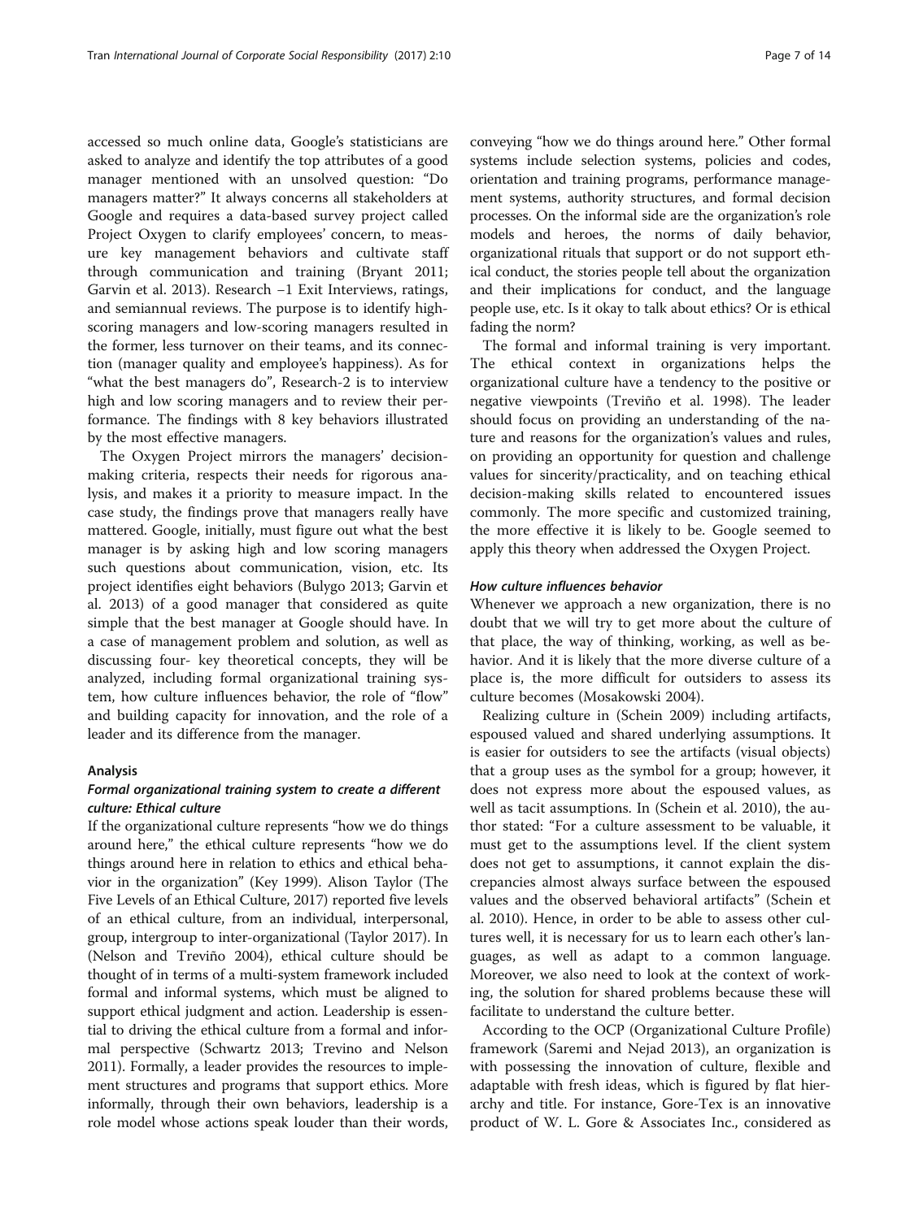accessed so much online data, Google's statisticians are asked to analyze and identify the top attributes of a good manager mentioned with an unsolved question: "Do managers matter?" It always concerns all stakeholders at Google and requires a data-based survey project called Project Oxygen to clarify employees' concern, to measure key management behaviors and cultivate staff through communication and training (Bryant 2011; Garvin et al. 2013). Research −1 Exit Interviews, ratings, and semiannual reviews. The purpose is to identify high-scoring managers and low-scoring managers resulted in the former, less turnover on their teams, and its connection (manager quality and employee's happiness). As for "what the best managers do", Research-2 is to interview high and low scoring managers and to review their performance. The findings with 8 key behaviors illustrated by the most effective managers.

The Oxygen Project mirrors the managers' decision-making criteria, respects their needs for rigorous analysis, and makes it a priority to measure impact. In the case study, the findings prove that managers really have mattered. Google, initially, must figure out what the best manager is by asking high and low scoring managers such questions about communication, vision, etc. Its project identifies eight behaviors (Bulygo 2013; Garvin et al. 2013) of a good manager that considered as quite simple that the best manager at Google should have. In a case of management problem and solution, as well as discussing four- key theoretical concepts, they will be analyzed, including formal organizational training system, how culture influences behavior, the role of "flow" and building capacity for innovation, and the role of a leader and its difference from the manager.

## Analysis

### *Formal organizational training system to create a different culture: Ethical culture*

If the organizational culture represents "how we do things around here," the ethical culture represents "how we do things around here in relation to ethics and ethical behavior in the organization" (Key 1999). Alison Taylor (The Five Levels of an Ethical Culture, 2017) reported five levels of an ethical culture, from an individual, interpersonal, group, intergroup to inter-organizational (Taylor 2017). In (Nelson and Treviño 2004), ethical culture should be thought of in terms of a multi-system framework included formal and informal systems, which must be aligned to support ethical judgment and action. Leadership is essential to driving the ethical culture from a formal and informal perspective (Schwartz 2013; Trevino and Nelson 2011). Formally, a leader provides the resources to implement structures and programs that support ethics. More informally, through their own behaviors, leadership is a role model whose actions speak louder than their words, conveying "how we do things around here." Other formal systems include selection systems, policies and codes, orientation and training programs, performance management systems, authority structures, and formal decision processes. On the informal side are the organization's role models and heroes, the norms of daily behavior, organizational rituals that support or do not support ethical conduct, the stories people tell about the organization and their implications for conduct, and the language people use, etc. Is it okay to talk about ethics? Or is ethical fading the norm?

The formal and informal training is very important. The ethical context in organizations helps the organizational culture have a tendency to the positive or negative viewpoints (Treviño et al. 1998). The leader should focus on providing an understanding of the nature and reasons for the organization's values and rules, on providing an opportunity for question and challenge values for sincerity/practicality, and on teaching ethical decision-making skills related to encountered issues commonly. The more specific and customized training, the more effective it is likely to be. Google seemed to apply this theory when addressed the Oxygen Project.

### *How culture influences behavior*

Whenever we approach a new organization, there is no doubt that we will try to get more about the culture of that place, the way of thinking, working, as well as behavior. And it is likely that the more diverse culture of a place is, the more difficult for outsiders to assess its culture becomes (Mosakowski 2004).

Realizing culture in (Schein 2009) including artifacts, espoused valued and shared underlying assumptions. It is easier for outsiders to see the artifacts (visual objects) that a group uses as the symbol for a group; however, it does not express more about the espoused values, as well as tacit assumptions. In (Schein et al. 2010), the author stated: "For a culture assessment to be valuable, it must get to the assumptions level. If the client system does not get to assumptions, it cannot explain the discrepancies almost always surface between the espoused values and the observed behavioral artifacts" (Schein et al. 2010). Hence, in order to be able to assess other cultures well, it is necessary for us to learn each other's languages, as well as adapt to a common language. Moreover, we also need to look at the context of working, the solution for shared problems because these will facilitate to understand the culture better.

According to the OCP (Organizational Culture Profile) framework (Saremi and Nejad 2013), an organization is with possessing the innovation of culture, flexible and adaptable with fresh ideas, which is figured by flat hierarchy and title. For instance, Gore-Tex is an innovative product of W. L. Gore & Associates Inc., considered as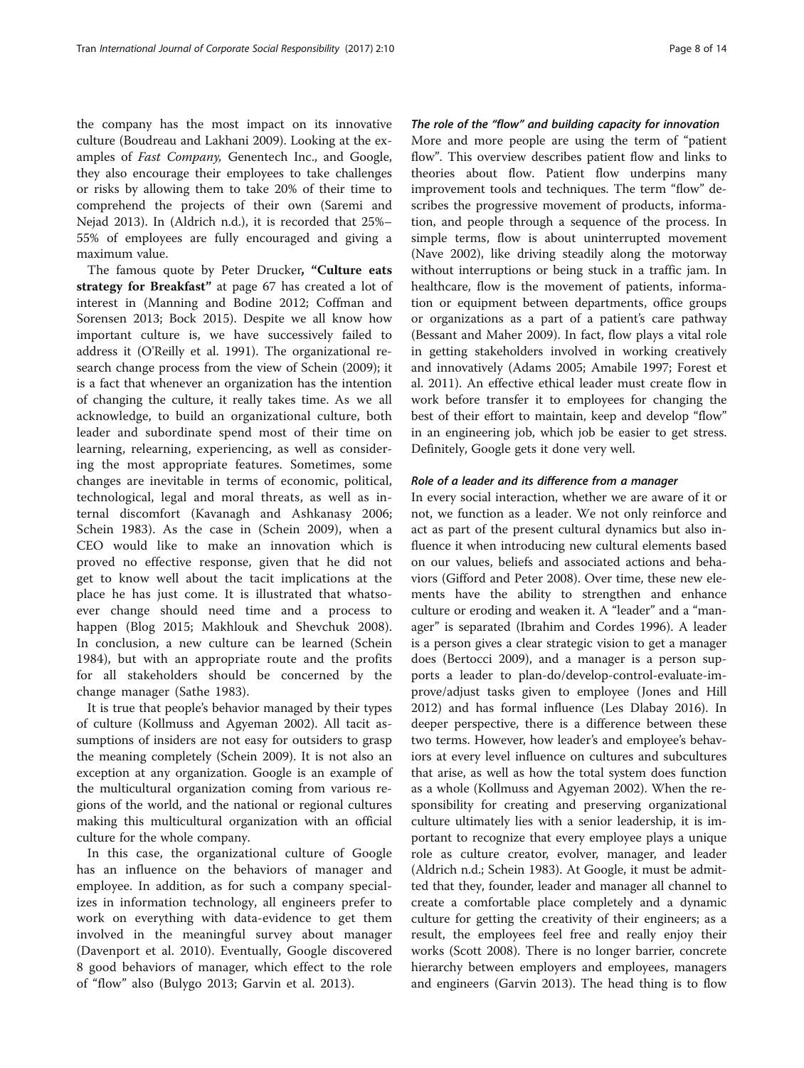the company has the most impact on its innovative culture (Boudreau and Lakhani 2009). Looking at the examples of *Fast Company*, Genentech Inc., and Google, they also encourage their employees to take challenges or risks by allowing them to take 20% of their time to comprehend the projects of their own (Saremi and Nejad 2013). In (Aldrich n.d.), it is recorded that 25%–55% of employees are fully encouraged and giving a maximum value.

The famous quote by Peter Drucker**, "Culture eats strategy for Breakfast"** at page 67 has created a lot of interest in (Manning and Bodine 2012; Coffman and Sorensen 2013; Bock 2015). Despite we all know how important culture is, we have successively failed to address it (O'Reilly et al. 1991). The organizational research change process from the view of Schein (2009); it is a fact that whenever an organization has the intention of changing the culture, it really takes time. As we all acknowledge, to build an organizational culture, both leader and subordinate spend most of their time on learning, relearning, experiencing, as well as considering the most appropriate features. Sometimes, some changes are inevitable in terms of economic, political, technological, legal and moral threats, as well as internal discomfort (Kavanagh and Ashkanasy 2006; Schein 1983). As the case in (Schein 2009), when a CEO would like to make an innovation which is proved no effective response, given that he did not get to know well about the tacit implications at the place he has just come. It is illustrated that whatsoever change should need time and a process to happen (Blog 2015; Makhlouk and Shevchuk 2008). In conclusion, a new culture can be learned (Schein 1984), but with an appropriate route and the profits for all stakeholders should be concerned by the change manager (Sathe 1983).

It is true that people's behavior managed by their types of culture (Kollmuss and Agyeman 2002). All tacit assumptions of insiders are not easy for outsiders to grasp the meaning completely (Schein 2009). It is not also an exception at any organization. Google is an example of the multicultural organization coming from various regions of the world, and the national or regional cultures making this multicultural organization with an official culture for the whole company.

In this case, the organizational culture of Google has an influence on the behaviors of manager and employee. In addition, as for such a company specializes in information technology, all engineers prefer to work on everything with data-evidence to get them involved in the meaningful survey about manager (Davenport et al. 2010). Eventually, Google discovered 8 good behaviors of manager, which effect to the role of "flow" also (Bulygo 2013; Garvin et al. 2013).

#### *The role of the "flow" and building capacity for innovation*

More and more people are using the term of "patient flow". This overview describes patient flow and links to theories about flow. Patient flow underpins many improvement tools and techniques. The term "flow" describes the progressive movement of products, information, and people through a sequence of the process. In simple terms, flow is about uninterrupted movement (Nave 2002), like driving steadily along the motorway without interruptions or being stuck in a traffic jam. In healthcare, flow is the movement of patients, information or equipment between departments, office groups or organizations as a part of a patient's care pathway (Bessant and Maher 2009). In fact, flow plays a vital role in getting stakeholders involved in working creatively and innovatively (Adams 2005; Amabile 1997; Forest et al. 2011). An effective ethical leader must create flow in work before transfer it to employees for changing the best of their effort to maintain, keep and develop "flow" in an engineering job, which job be easier to get stress. Definitely, Google gets it done very well.

#### *Role of a leader and its difference from a manager*

In every social interaction, whether we are aware of it or not, we function as a leader. We not only reinforce and act as part of the present cultural dynamics but also influence it when introducing new cultural elements based on our values, beliefs and associated actions and behaviors (Gifford and Peter 2008). Over time, these new elements have the ability to strengthen and enhance culture or eroding and weaken it. A "leader" and a "manager" is separated (Ibrahim and Cordes 1996). A leader is a person gives a clear strategic vision to get a manager does (Bertocci 2009), and a manager is a person supports a leader to plan-do/develop-control-evaluate-improve/adjust tasks given to employee (Jones and Hill 2012) and has formal influence (Les Dlabay 2016). In deeper perspective, there is a difference between these two terms. However, how leader's and employee's behaviors at every level influence on cultures and subcultures that arise, as well as how the total system does function as a whole (Kollmuss and Agyeman 2002). When the responsibility for creating and preserving organizational culture ultimately lies with a senior leadership, it is important to recognize that every employee plays a unique role as culture creator, evolver, manager, and leader (Aldrich n.d.; Schein 1983). At Google, it must be admitted that they, founder, leader and manager all channel to create a comfortable place completely and a dynamic culture for getting the creativity of their engineers; as a result, the employees feel free and really enjoy their works (Scott 2008). There is no longer barrier, concrete hierarchy between employers and employees, managers and engineers (Garvin 2013). The head thing is to flow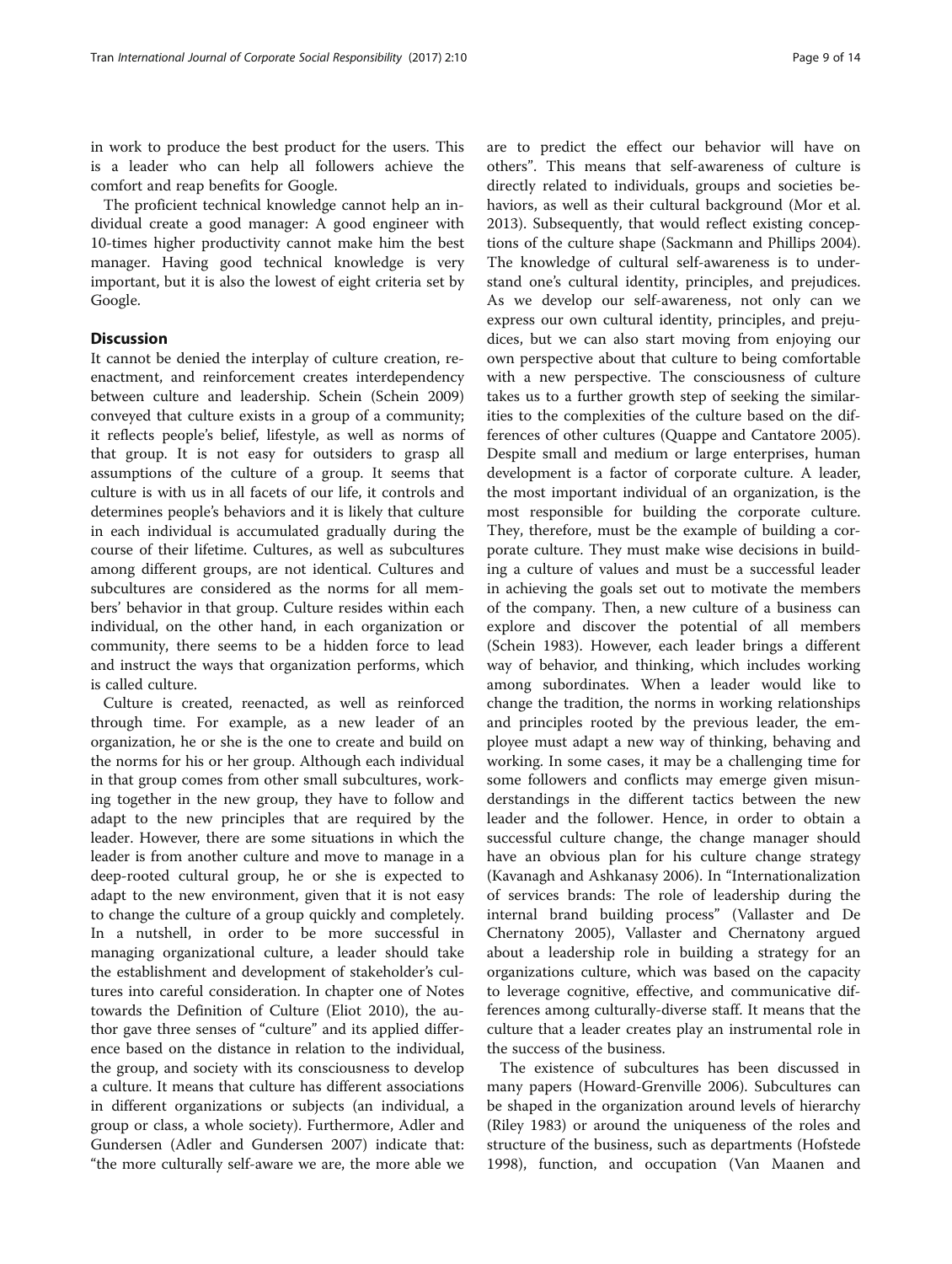in work to produce the best product for the users. This is a leader who can help all followers achieve the comfort and reap benefits for Google.

The proficient technical knowledge cannot help an individual create a good manager: A good engineer with 10-times higher productivity cannot make him the best manager. Having good technical knowledge is very important, but it is also the lowest of eight criteria set by Google.

## Discussion

It cannot be denied the interplay of culture creation, reenactment, and reinforcement creates interdependency between culture and leadership. Schein (Schein 2009) conveyed that culture exists in a group of a community; it reflects people's belief, lifestyle, as well as norms of that group. It is not easy for outsiders to grasp all assumptions of the culture of a group. It seems that culture is with us in all facets of our life, it controls and determines people's behaviors and it is likely that culture in each individual is accumulated gradually during the course of their lifetime. Cultures, as well as subcultures among different groups, are not identical. Cultures and subcultures are considered as the norms for all members' behavior in that group. Culture resides within each individual, on the other hand, in each organization or community, there seems to be a hidden force to lead and instruct the ways that organization performs, which is called culture.

Culture is created, reenacted, as well as reinforced through time. For example, as a new leader of an organization, he or she is the one to create and build on the norms for his or her group. Although each individual in that group comes from other small subcultures, working together in the new group, they have to follow and adapt to the new principles that are required by the leader. However, there are some situations in which the leader is from another culture and move to manage in a deep-rooted cultural group, he or she is expected to adapt to the new environment, given that it is not easy to change the culture of a group quickly and completely. In a nutshell, in order to be more successful in managing organizational culture, a leader should take the establishment and development of stakeholder's cultures into careful consideration. In chapter one of Notes towards the Definition of Culture (Eliot 2010), the author gave three senses of "culture" and its applied difference based on the distance in relation to the individual, the group, and society with its consciousness to develop a culture. It means that culture has different associations in different organizations or subjects (an individual, a group or class, a whole society). Furthermore, Adler and Gundersen (Adler and Gundersen 2007) indicate that: "the more culturally self-aware we are, the more able we are to predict the effect our behavior will have on others". This means that self-awareness of culture is directly related to individuals, groups and societies behaviors, as well as their cultural background (Mor et al. 2013). Subsequently, that would reflect existing conceptions of the culture shape (Sackmann and Phillips 2004). The knowledge of cultural self-awareness is to understand one's cultural identity, principles, and prejudices. As we develop our self-awareness, not only can we express our own cultural identity, principles, and prejudices, but we can also start moving from enjoying our own perspective about that culture to being comfortable with a new perspective. The consciousness of culture takes us to a further growth step of seeking the similarities to the complexities of the culture based on the differences of other cultures (Quappe and Cantatore 2005). Despite small and medium or large enterprises, human development is a factor of corporate culture. A leader, the most important individual of an organization, is the most responsible for building the corporate culture. They, therefore, must be the example of building a corporate culture. They must make wise decisions in building a culture of values and must be a successful leader in achieving the goals set out to motivate the members of the company. Then, a new culture of a business can explore and discover the potential of all members (Schein 1983). However, each leader brings a different way of behavior, and thinking, which includes working among subordinates. When a leader would like to change the tradition, the norms in working relationships and principles rooted by the previous leader, the employee must adapt a new way of thinking, behaving and working. In some cases, it may be a challenging time for some followers and conflicts may emerge given misunderstandings in the different tactics between the new leader and the follower. Hence, in order to obtain a successful culture change, the change manager should have an obvious plan for his culture change strategy (Kavanagh and Ashkanasy 2006). In "Internationalization of services brands: The role of leadership during the internal brand building process" (Vallaster and De Chernatony 2005), Vallaster and Chernatony argued about a leadership role in building a strategy for an organizations culture, which was based on the capacity to leverage cognitive, effective, and communicative differences among culturally-diverse staff. It means that the culture that a leader creates play an instrumental role in the success of the business.

The existence of subcultures has been discussed in many papers (Howard-Grenville 2006). Subcultures can be shaped in the organization around levels of hierarchy (Riley 1983) or around the uniqueness of the roles and structure of the business, such as departments (Hofstede 1998), function, and occupation (Van Maanen and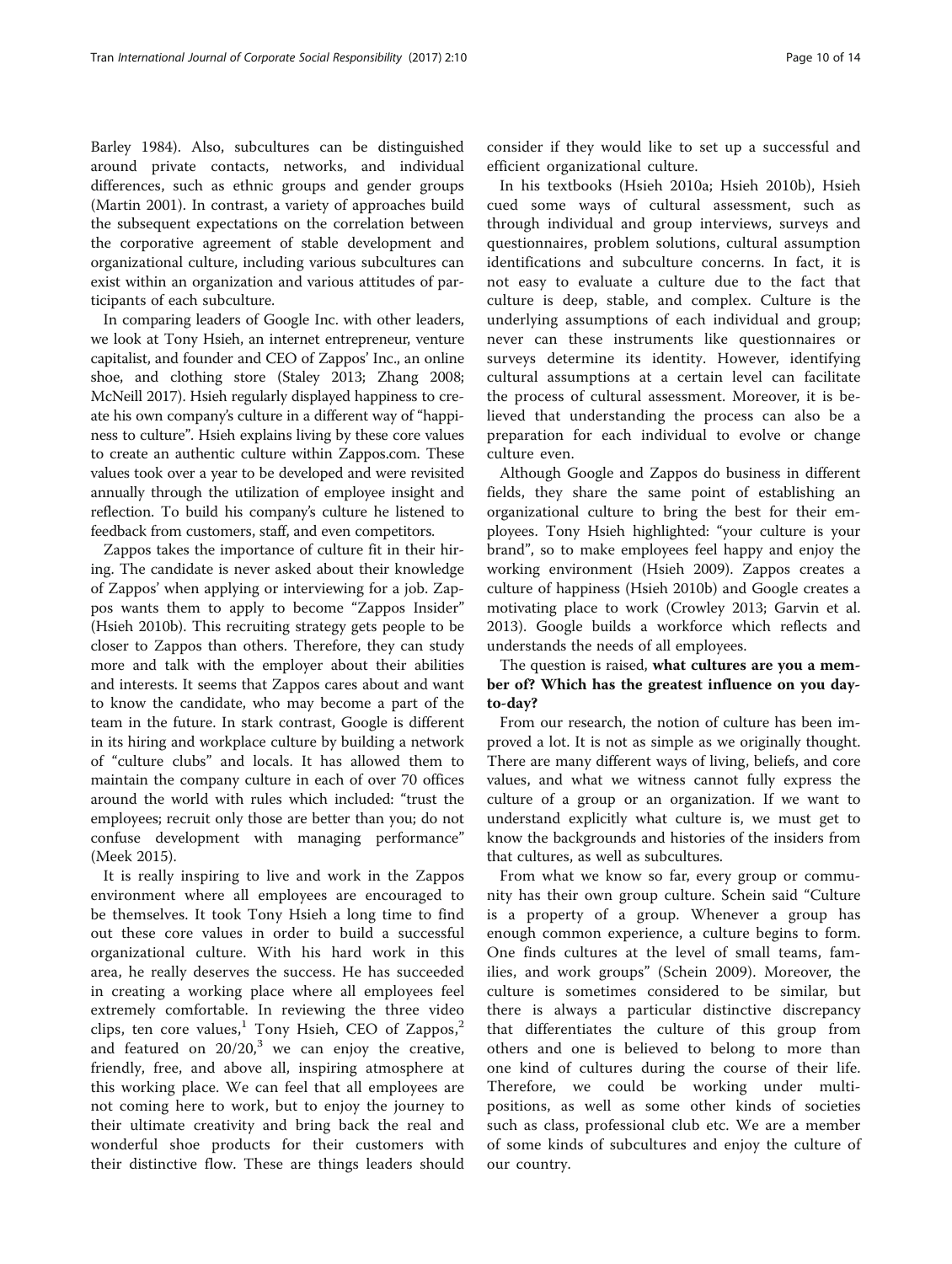Barley 1984). Also, subcultures can be distinguished around private contacts, networks, and individual differences, such as ethnic groups and gender groups (Martin 2001). In contrast, a variety of approaches build the subsequent expectations on the correlation between the corporative agreement of stable development and organizational culture, including various subcultures can exist within an organization and various attitudes of participants of each subculture.

In comparing leaders of Google Inc. with other leaders, we look at Tony Hsieh, an internet entrepreneur, venture capitalist, and founder and CEO of Zappos' Inc., an online shoe, and clothing store (Staley 2013; Zhang 2008; McNeill 2017). Hsieh regularly displayed happiness to create his own company's culture in a different way of "happiness to culture". Hsieh explains living by these core values to create an authentic culture within Zappos.com. These values took over a year to be developed and were revisited annually through the utilization of employee insight and reflection. To build his company's culture he listened to feedback from customers, staff, and even competitors.

Zappos takes the importance of culture fit in their hiring. The candidate is never asked about their knowledge of Zappos' when applying or interviewing for a job. Zappos wants them to apply to become "Zappos Insider" (Hsieh 2010b). This recruiting strategy gets people to be closer to Zappos than others. Therefore, they can study more and talk with the employer about their abilities and interests. It seems that Zappos cares about and want to know the candidate, who may become a part of the team in the future. In stark contrast, Google is different in its hiring and workplace culture by building a network of "culture clubs" and locals. It has allowed them to maintain the company culture in each of over 70 offices around the world with rules which included: "trust the employees; recruit only those are better than you; do not confuse development with managing performance" (Meek 2015).

It is really inspiring to live and work in the Zappos environment where all employees are encouraged to be themselves. It took Tony Hsieh a long time to find out these core values in order to build a successful organizational culture. With his hard work in this area, he really deserves the success. He has succeeded in creating a working place where all employees feel extremely comfortable. In reviewing the three video clips, ten core values,[1] Tony Hsieh, CEO of Zappos,[2] and featured on 20/20,[3] we can enjoy the creative, friendly, free, and above all, inspiring atmosphere at this working place. We can feel that all employees are not coming here to work, but to enjoy the journey to their ultimate creativity and bring back the real and wonderful shoe products for their customers with their distinctive flow. These are things leaders should consider if they would like to set up a successful and efficient organizational culture.

In his textbooks (Hsieh 2010a; Hsieh 2010b), Hsieh cued some ways of cultural assessment, such as through individual and group interviews, surveys and questionnaires, problem solutions, cultural assumption identifications and subculture concerns. In fact, it is not easy to evaluate a culture due to the fact that culture is deep, stable, and complex. Culture is the underlying assumptions of each individual and group; never can these instruments like questionnaires or surveys determine its identity. However, identifying cultural assumptions at a certain level can facilitate the process of cultural assessment. Moreover, it is believed that understanding the process can also be a preparation for each individual to evolve or change culture even.

Although Google and Zappos do business in different fields, they share the same point of establishing an organizational culture to bring the best for their employees. Tony Hsieh highlighted: "your culture is your brand", so to make employees feel happy and enjoy the working environment (Hsieh 2009). Zappos creates a culture of happiness (Hsieh 2010b) and Google creates a motivating place to work (Crowley 2013; Garvin et al. 2013). Google builds a workforce which reflects and understands the needs of all employees.

The question is raised, **what cultures are you a member of? Which has the greatest influence on you day-to-day?**

From our research, the notion of culture has been improved a lot. It is not as simple as we originally thought. There are many different ways of living, beliefs, and core values, and what we witness cannot fully express the culture of a group or an organization. If we want to understand explicitly what culture is, we must get to know the backgrounds and histories of the insiders from that cultures, as well as subcultures.

From what we know so far, every group or community has their own group culture. Schein said "Culture is a property of a group. Whenever a group has enough common experience, a culture begins to form. One finds cultures at the level of small teams, families, and work groups" (Schein 2009). Moreover, the culture is sometimes considered to be similar, but there is always a particular distinctive discrepancy that differentiates the culture of this group from others and one is believed to belong to more than one kind of cultures during the course of their life. Therefore, we could be working under multi-positions, as well as some other kinds of societies such as class, professional club etc. We are a member of some kinds of subcultures and enjoy the culture of our country.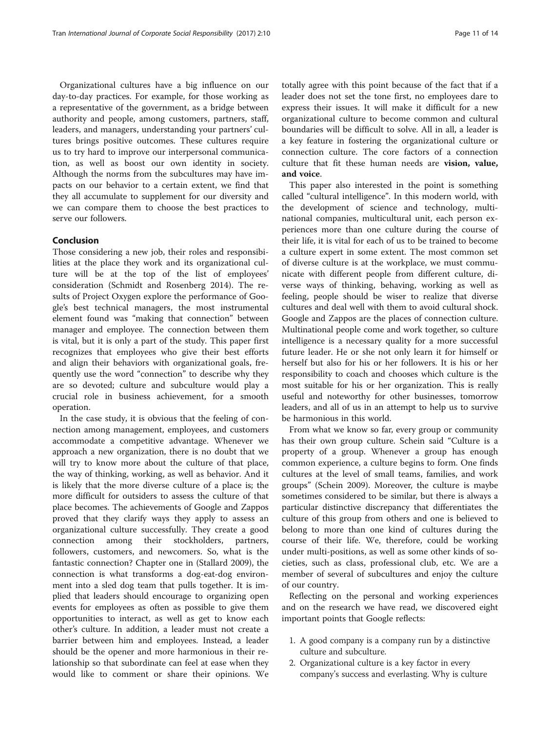Organizational cultures have a big influence on our day-to-day practices. For example, for those working as a representative of the government, as a bridge between authority and people, among customers, partners, staff, leaders, and managers, understanding your partners' cultures brings positive outcomes. These cultures require us to try hard to improve our interpersonal communication, as well as boost our own identity in society. Although the norms from the subcultures may have impacts on our behavior to a certain extent, we find that they all accumulate to supplement for our diversity and we can compare them to choose the best practices to serve our followers.

## Conclusion

Those considering a new job, their roles and responsibilities at the place they work and its organizational culture will be at the top of the list of employees' consideration (Schmidt and Rosenberg 2014). The results of Project Oxygen explore the performance of Google's best technical managers, the most instrumental element found was "making that connection" between manager and employee. The connection between them is vital, but it is only a part of the study. This paper first recognizes that employees who give their best efforts and align their behaviors with organizational goals, frequently use the word "connection" to describe why they are so devoted; culture and subculture would play a crucial role in business achievement, for a smooth operation.

In the case study, it is obvious that the feeling of connection among management, employees, and customers accommodate a competitive advantage. Whenever we approach a new organization, there is no doubt that we will try to know more about the culture of that place, the way of thinking, working, as well as behavior. And it is likely that the more diverse culture of a place is; the more difficult for outsiders to assess the culture of that place becomes. The achievements of Google and Zappos proved that they clarify ways they apply to assess an organizational culture successfully. They create a good connection among their stockholders, partners, followers, customers, and newcomers. So, what is the fantastic connection? Chapter one in (Stallard 2009), the connection is what transforms a dog-eat-dog environment into a sled dog team that pulls together. It is implied that leaders should encourage to organizing open events for employees as often as possible to give them opportunities to interact, as well as get to know each other's culture. In addition, a leader must not create a barrier between him and employees. Instead, a leader should be the opener and more harmonious in their relationship so that subordinate can feel at ease when they would like to comment or share their opinions. We totally agree with this point because of the fact that if a leader does not set the tone first, no employees dare to express their issues. It will make it difficult for a new organizational culture to become common and cultural boundaries will be difficult to solve. All in all, a leader is a key feature in fostering the organizational culture or connection culture. The core factors of a connection culture that fit these human needs are **vision, value, and voice**.

This paper also interested in the point is something called "cultural intelligence". In this modern world, with the development of science and technology, multinational companies, multicultural unit, each person experiences more than one culture during the course of their life, it is vital for each of us to be trained to become a culture expert in some extent. The most common set of diverse culture is at the workplace, we must communicate with different people from different culture, diverse ways of thinking, behaving, working as well as feeling, people should be wiser to realize that diverse cultures and deal well with them to avoid cultural shock. Google and Zappos are the places of connection culture. Multinational people come and work together, so culture intelligence is a necessary quality for a more successful future leader. He or she not only learn it for himself or herself but also for his or her followers. It is his or her responsibility to coach and chooses which culture is the most suitable for his or her organization. This is really useful and noteworthy for other businesses, tomorrow leaders, and all of us in an attempt to help us to survive be harmonious in this world.

From what we know so far, every group or community has their own group culture. Schein said "Culture is a property of a group. Whenever a group has enough common experience, a culture begins to form. One finds cultures at the level of small teams, families, and work groups" (Schein 2009). Moreover, the culture is maybe sometimes considered to be similar, but there is always a particular distinctive discrepancy that differentiates the culture of this group from others and one is believed to belong to more than one kind of cultures during the course of their life. We, therefore, could be working under multi-positions, as well as some other kinds of societies, such as class, professional club, etc. We are a member of several of subcultures and enjoy the culture of our country.

Reflecting on the personal and working experiences and on the research we have read, we discovered eight important points that Google reflects:

1. A good company is a company run by a distinctive culture and subculture.
2. Organizational culture is a key factor in every company's success and everlasting. Why is culture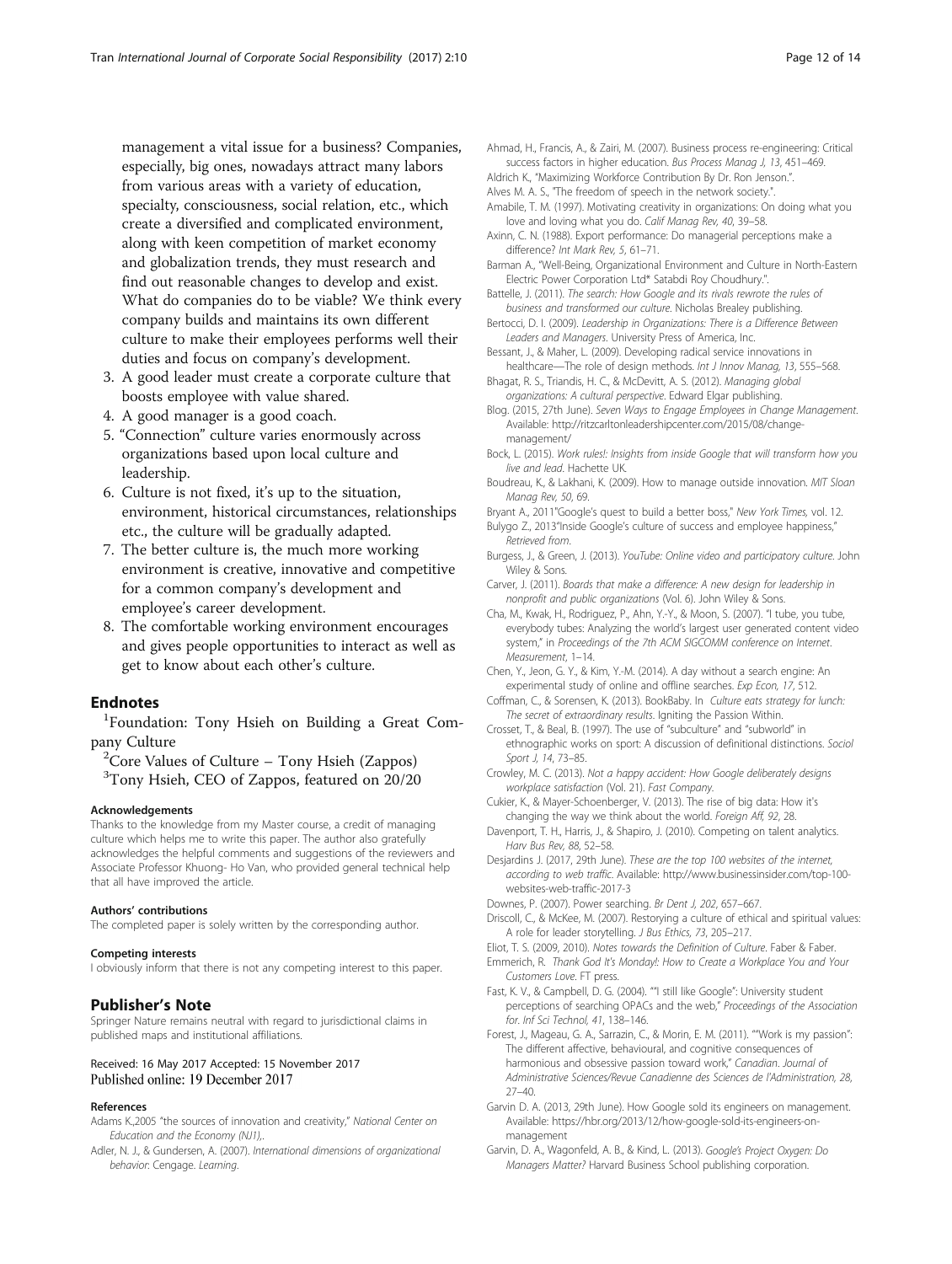management a vital issue for a business? Companies, especially, big ones, nowadays attract many labors from various areas with a variety of education, specialty, consciousness, social relation, etc., which create a diversified and complicated environment, along with keen competition of market economy and globalization trends, they must research and find out reasonable changes to develop and exist. What do companies do to be viable? We think every company builds and maintains its own different culture to make their employees performs well their duties and focus on company's development.

3. A good leader must create a corporate culture that boosts employee with value shared.
4. A good manager is a good coach.
5. "Connection" culture varies enormously across organizations based upon local culture and leadership.
6. Culture is not fixed, it's up to the situation, environment, historical circumstances, relationships etc., the culture will be gradually adapted.
7. The better culture is, the much more working environment is creative, innovative and competitive for a common company's development and employee's career development.
8. The comfortable working environment encourages and gives people opportunities to interact as well as get to know about each other's culture.

## Endnotes

[1]Foundation: Tony Hsieh on Building a Great Company Culture

[2]Core Values of Culture – Tony Hsieh (Zappos)

[3]Tony Hsieh, CEO of Zappos, featured on 20/20

### Acknowledgements

Thanks to the knowledge from my Master course, a credit of managing culture which helps me to write this paper. The author also gratefully acknowledges the helpful comments and suggestions of the reviewers and Associate Professor Khuong- Ho Van, who provided general technical help that all have improved the article.

### Authors' contributions

The completed paper is solely written by the corresponding author.

### Competing interests

I obviously inform that there is not any competing interest to this paper.

## Publisher's Note

Springer Nature remains neutral with regard to jurisdictional claims in published maps and institutional affiliations.

Received: 16 May 2017 Accepted: 15 November 2017
Published online: 19 December 2017

### References

Adams K.,2005 "the sources of innovation and creativity," *National Center on Education and the Economy (NJ1)*,.

Adler, N. J., & Gundersen, A. (2007). *International dimensions of organizational behavior*: Cengage. *Learning*.

Ahmad, H., Francis, A., & Zairi, M. (2007). Business process re-engineering: Critical success factors in higher education. *Bus Process Manag J, 13*, 451–469.

Aldrich K., "Maximizing Workforce Contribution By Dr. Ron Jenson.".

Alves M. A. S., "The freedom of speech in the network society.".

Amabile, T. M. (1997). Motivating creativity in organizations: On doing what you love and loving what you do. *Calif Manag Rev, 40*, 39–58.

Axinn, C. N. (1988). Export performance: Do managerial perceptions make a difference? *Int Mark Rev, 5*, 61–71.

Barman A., "Well-Being, Organizational Environment and Culture in North-Eastern Electric Power Corporation Ltd* Satabdi Roy Choudhury.".

Battelle, J. (2011). *The search: How Google and its rivals rewrote the rules of business and transformed our culture*. Nicholas Brealey publishing.

Bertocci, D. I. (2009). *Leadership in Organizations: There is a Difference Between Leaders and Managers*. University Press of America, Inc.

Bessant, J., & Maher, L. (2009). Developing radical service innovations in healthcare—The role of design methods. *Int J Innov Manag, 13*, 555–568.

Bhagat, R. S., Triandis, H. C., & McDevitt, A. S. (2012). *Managing global organizations: A cultural perspective*. Edward Elgar publishing.

Blog. (2015, 27th June). *Seven Ways to Engage Employees in Change Management*. Available: http://ritzcarltonleadershipcenter.com/2015/08/change-management/

Bock, L. (2015). *Work rules!: Insights from inside Google that will transform how you live and lead*. Hachette UK.

Boudreau, K., & Lakhani, K. (2009). How to manage outside innovation. *MIT Sloan Manag Rev, 50*, 69.

Bryant A., 2011"Google's quest to build a better boss," *New York Times*, vol. 12.

Bulygo Z., 2013"Inside Google's culture of success and employee happiness," *Retrieved from*.

Burgess, J., & Green, J. (2013). *YouTube: Online video and participatory culture*. John Wiley & Sons.

Carver, J. (2011). *Boards that make a difference: A new design for leadership in nonprofit and public organizations* (Vol. 6). John Wiley & Sons.

Cha, M., Kwak, H., Rodriguez, P., Ahn, Y.-Y., & Moon, S. (2007). "I tube, you tube, everybody tubes: Analyzing the world's largest user generated content video system," in *Proceedings of the 7th ACM SIGCOMM conference on Internet. Measurement*, 1–14.

Chen, Y., Jeon, G. Y., & Kim, Y.-M. (2014). A day without a search engine: An experimental study of online and offline searches. *Exp Econ, 17*, 512.

Coffman, C., & Sorensen, K. (2013). BookBaby. In *Culture eats strategy for lunch: The secret of extraordinary results*. Igniting the Passion Within.

Crosset, T., & Beal, B. (1997). The use of "subculture" and "subworld" in ethnographic works on sport: A discussion of definitional distinctions. *Sociol Sport J, 14*, 73–85.

Crowley, M. C. (2013). *Not a happy accident: How Google deliberately designs workplace satisfaction* (Vol. 21). Fast Company.

Cukier, K., & Mayer-Schoenberger, V. (2013). The rise of big data: How it's changing the way we think about the world. *Foreign Aff, 92*, 28.

Davenport, T. H., Harris, J., & Shapiro, J. (2010). Competing on talent analytics. *Harv Bus Rev, 88*, 52–58.

Desjardins J. (2017, 29th June). *These are the top 100 websites of the internet, according to web traffic*. Available: http://www.businessinsider.com/top-100-websites-web-traffic-2017-3

Downes, P. (2007). Power searching. *Br Dent J, 202*, 657–667.

Driscoll, C., & McKee, M. (2007). Restorying a culture of ethical and spiritual values: A role for leader storytelling. *J Bus Ethics, 73*, 205–217.

Eliot, T. S. (2009, 2010). *Notes towards the Definition of Culture*. Faber & Faber.

Emmerich, R. *Thank God It's Monday!: How to Create a Workplace You and Your Customers Love*. FT press.

Fast, K. V., & Campbell, D. G. (2004). ""I still like Google": University student perceptions of searching OPACs and the web," *Proceedings of the Association for. Inf Sci Technol, 41*, 138–146.

Forest, J., Mageau, G. A., Sarrazin, C., & Morin, E. M. (2011). ""Work is my passion": The different affective, behavioural, and cognitive consequences of harmonious and obsessive passion toward work," *Canadian. Journal of Administrative Sciences/Revue Canadienne des Sciences de l'Administration, 28*, 27–40.

Garvin D. A. (2013, 29th June). How Google sold its engineers on management. Available: https://hbr.org/2013/12/how-google-sold-its-engineers-on-management

Garvin, D. A., Wagonfeld, A. B., & Kind, L. (2013). *Google's Project Oxygen: Do Managers Matter?* Harvard Business School publishing corporation.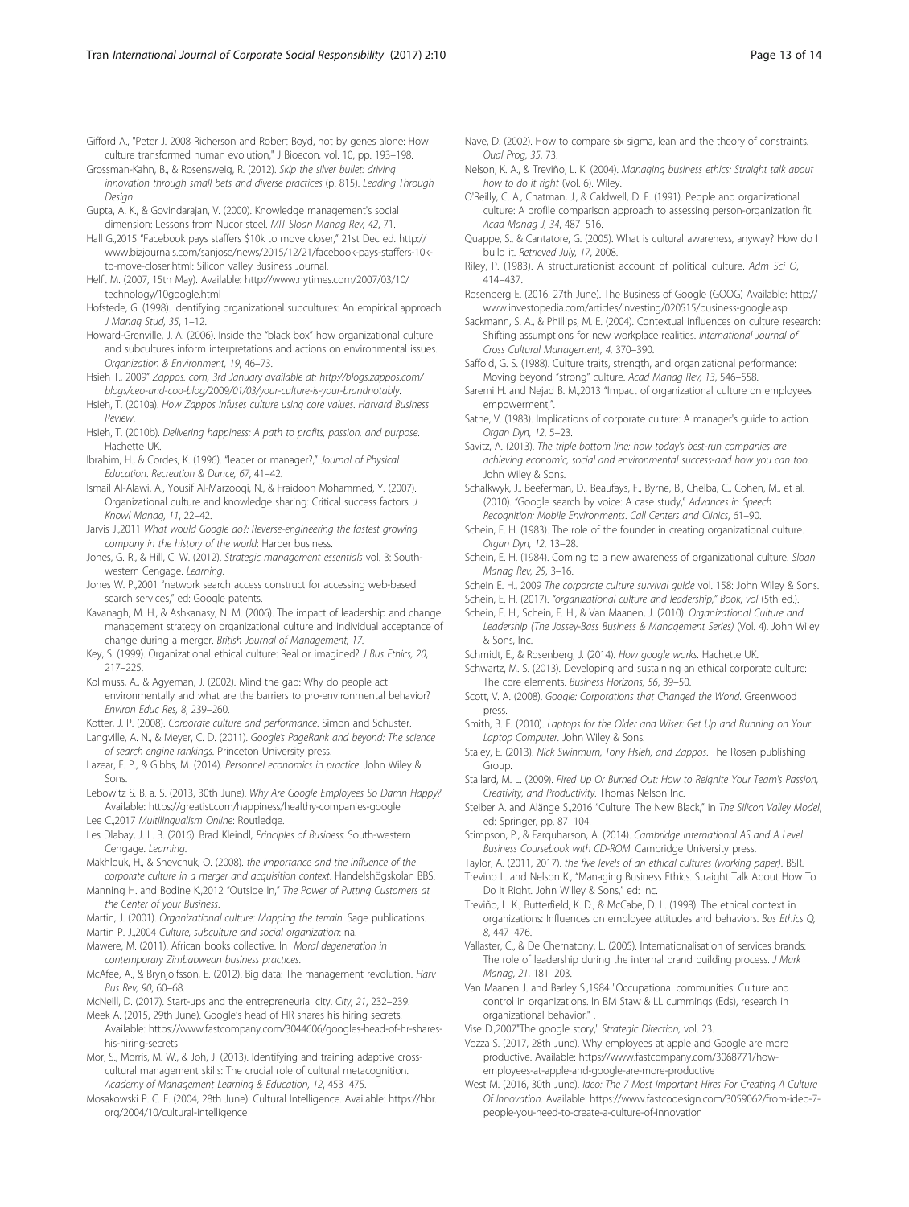Gifford A., "Peter J. 2008 Richerson and Robert Boyd, not by genes alone: How culture transformed human evolution," J Bioecon, vol. 10, pp. 193–198.

Grossman-Kahn, B., & Rosensweig, R. (2012). *Skip the silver bullet: driving innovation through small bets and diverse practices* (p. 815). *Leading Through Design*.

Gupta, A. K., & Govindarajan, V. (2000). Knowledge management's social dimension: Lessons from Nucor steel. *MIT Sloan Manag Rev, 42*, 71.

Hall G.,2015 "Facebook pays staffers $10k to move closer," 21st Dec ed. http://www.bizjournals.com/sanjose/news/2015/12/21/facebook-pays-staffers-10k-to-move-closer.html: Silicon valley Business Journal.

Helft M. (2007, 15th May). Available: http://www.nytimes.com/2007/03/10/technology/10google.html

Hofstede, G. (1998). Identifying organizational subcultures: An empirical approach. *J Manag Stud, 35*, 1–12.

Howard-Grenville, J. A. (2006). Inside the "black box" how organizational culture and subcultures inform interpretations and actions on environmental issues. *Organization & Environment, 19*, 46–73.

Hsieh T., 2009" *Zappos. com, 3rd January available at: http://blogs.zappos.com/blogs/ceo-and-coo-blog/2009/01/03/your-culture-is-your-brandnotably.*

Hsieh, T. (2010a). *How Zappos infuses culture using core values. Harvard Business Review*.

Hsieh, T. (2010b). *Delivering happiness: A path to profits, passion, and purpose*. Hachette UK.

Ibrahim, H., & Cordes, K. (1996). "leader or manager?," *Journal of Physical Education. Recreation & Dance, 67*, 41–42.

Ismail Al-Alawi, A., Yousif Al-Marzooqi, N., & Fraidoon Mohammed, Y. (2007). Organizational culture and knowledge sharing: Critical success factors. *J Knowl Manag, 11*, 22–42.

Jarvis J.,2011 *What would Google do?: Reverse-engineering the fastest growing company in the history of the world*: Harper business.

Jones, G. R., & Hill, C. W. (2012). *Strategic management essentials* vol. 3: South-western Cengage. *Learning*.

Jones W. P.,2001 "network search access construct for accessing web-based search services," ed: Google patents.

Kavanagh, M. H., & Ashkanasy, N. M. (2006). The impact of leadership and change management strategy on organizational culture and individual acceptance of change during a merger. *British Journal of Management, 17*.

Key, S. (1999). Organizational ethical culture: Real or imagined? *J Bus Ethics, 20*, 217–225.

Kollmuss, A., & Agyeman, J. (2002). Mind the gap: Why do people act environmentally and what are the barriers to pro-environmental behavior? *Environ Educ Res, 8*, 239–260.

Kotter, J. P. (2008). *Corporate culture and performance*. Simon and Schuster.

Langville, A. N., & Meyer, C. D. (2011). *Google's PageRank and beyond: The science of search engine rankings*. Princeton University press.

Lazear, E. P., & Gibbs, M. (2014). *Personnel economics in practice*. John Wiley & Sons.

Lebowitz S. B. a. S. (2013, 30th June). *Why Are Google Employees So Damn Happy?* Available: https://greatist.com/happiness/healthy-companies-google

Lee C.,2017 *Multilingualism Online*: Routledge.

Les Dlabay, J. L. B. (2016). Brad Kleindl, *Principles of Business*: South-western Cengage. *Learning*.

Makhlouk, H., & Shevchuk, O. (2008). *the importance and the influence of the corporate culture in a merger and acquisition context*. Handelshögskolan BBS.

Manning H. and Bodine K.,2012 "Outside In," *The Power of Putting Customers at the Center of your Business*.

Martin, J. (2001). *Organizational culture: Mapping the terrain*. Sage publications.

Martin P. J.,2004 *Culture, subculture and social organization*: na.

Mawere, M. (2011). African books collective. In *Moral degeneration in contemporary Zimbabwean business practices*.

McAfee, A., & Brynjolfsson, E. (2012). Big data: The management revolution. *Harv Bus Rev, 90*, 60–68.

McNeill, D. (2017). Start-ups and the entrepreneurial city. *City, 21*, 232–239.

Meek A. (2015, 29th June). Google's head of HR shares his hiring secrets. Available: https://www.fastcompany.com/3044606/googles-head-of-hr-shares-his-hiring-secrets

Mor, S., Morris, M. W., & Joh, J. (2013). Identifying and training adaptive cross-cultural management skills: The crucial role of cultural metacognition. *Academy of Management Learning & Education, 12*, 453–475.

Mosakowski P. C. E. (2004, 28th June). Cultural Intelligence. Available: https://hbr.org/2004/10/cultural-intelligence

Nave, D. (2002). How to compare six sigma, lean and the theory of constraints. *Qual Prog, 35*, 73.

Nelson, K. A., & Treviño, L. K. (2004). *Managing business ethics: Straight talk about how to do it right* (Vol. 6). Wiley.

O'Reilly, C. A., Chatman, J., & Caldwell, D. F. (1991). People and organizational culture: A profile comparison approach to assessing person-organization fit. *Acad Manag J, 34*, 487–516.

Quappe, S., & Cantatore, G. (2005). What is cultural awareness, anyway? How do I build it. *Retrieved July, 17*, 2008.

Riley, P. (1983). A structurationist account of political culture. *Adm Sci Q*, 414–437.

Rosenberg E. (2016, 27th June). The Business of Google (GOOG) Available: http://www.investopedia.com/articles/investing/020515/business-google.asp

Sackmann, S. A., & Phillips, M. E. (2004). Contextual influences on culture research: Shifting assumptions for new workplace realities. *International Journal of Cross Cultural Management, 4*, 370–390.

Saffold, G. S. (1988). Culture traits, strength, and organizational performance: Moving beyond "strong" culture. *Acad Manag Rev, 13*, 546–558.

Saremi H. and Nejad B. M.,2013 "Impact of organizational culture on employees empowerment,".

Sathe, V. (1983). Implications of corporate culture: A manager's guide to action. *Organ Dyn, 12*, 5–23.

Savitz, A. (2013). *The triple bottom line: how today's best-run companies are achieving economic, social and environmental success-and how you can too*. John Wiley & Sons.

Schalkwyk, J., Beeferman, D., Beaufays, F., Byrne, B., Chelba, C., Cohen, M., et al. (2010). "Google search by voice: A case study," *Advances in Speech Recognition: Mobile Environments. Call Centers and Clinics*, 61–90.

Schein, E. H. (1983). The role of the founder in creating organizational culture. *Organ Dyn, 12*, 13–28.

Schein, E. H. (1984). Coming to a new awareness of organizational culture. *Sloan Manag Rev, 25*, 3–16.

Schein E. H., 2009 *The corporate culture survival guide* vol. 158: John Wiley & Sons.

Schein, E. H. (2017). *"organizational culture and leadership," Book, vol* (5th ed.).

Schein, E. H., Schein, E. H., & Van Maanen, J. (2010). *Organizational Culture and Leadership (The Jossey-Bass Business & Management Series)* (Vol. 4). John Wiley & Sons, Inc.

Schmidt, E., & Rosenberg, J. (2014). *How google works*. Hachette UK.

Schwartz, M. S. (2013). Developing and sustaining an ethical corporate culture: The core elements. *Business Horizons, 56*, 39–50.

Scott, V. A. (2008). *Google: Corporations that Changed the World*. GreenWood press.

Smith, B. E. (2010). *Laptops for the Older and Wiser: Get Up and Running on Your Laptop Computer*. John Wiley & Sons.

Staley, E. (2013). *Nick Swinmurn, Tony Hsieh, and Zappos*. The Rosen publishing Group.

Stallard, M. L. (2009). *Fired Up Or Burned Out: How to Reignite Your Team's Passion, Creativity, and Productivity*. Thomas Nelson Inc.

Steiber A. and Alänge S.,2016 "Culture: The New Black," in *The Silicon Valley Model*, ed: Springer, pp. 87–104.

Stimpson, P., & Farquharson, A. (2014). *Cambridge International AS and A Level Business Coursebook with CD-ROM*. Cambridge University press.

Taylor, A. (2011, 2017). *the five levels of an ethical cultures (working paper)*. BSR.

Trevino L. and Nelson K., "Managing Business Ethics. Straight Talk About How To Do It Right. John Willey & Sons," ed: Inc.

Treviño, L. K., Butterfield, K. D., & McCabe, D. L. (1998). The ethical context in organizations: Influences on employee attitudes and behaviors. *Bus Ethics Q, 8*, 447–476.

Vallaster, C., & De Chernatony, L. (2005). Internationalisation of services brands: The role of leadership during the internal brand building process. *J Mark Manag, 21*, 181–203.

Van Maanen J. and Barley S.,1984 "Occupational communities: Culture and control in organizations. In BM Staw & LL cummings (Eds), research in organizational behavior," .

Vise D.,2007"The google story," *Strategic Direction*, vol. 23.

Vozza S. (2017, 28th June). Why employees at apple and Google are more productive. Available: https://www.fastcompany.com/3068771/how-employees-at-apple-and-google-are-more-productive

West M. (2016, 30th June). *Ideo: The 7 Most Important Hires For Creating A Culture Of Innovation.* Available: https://www.fastcodesign.com/3059062/from-ideo-7-people-you-need-to-create-a-culture-of-innovation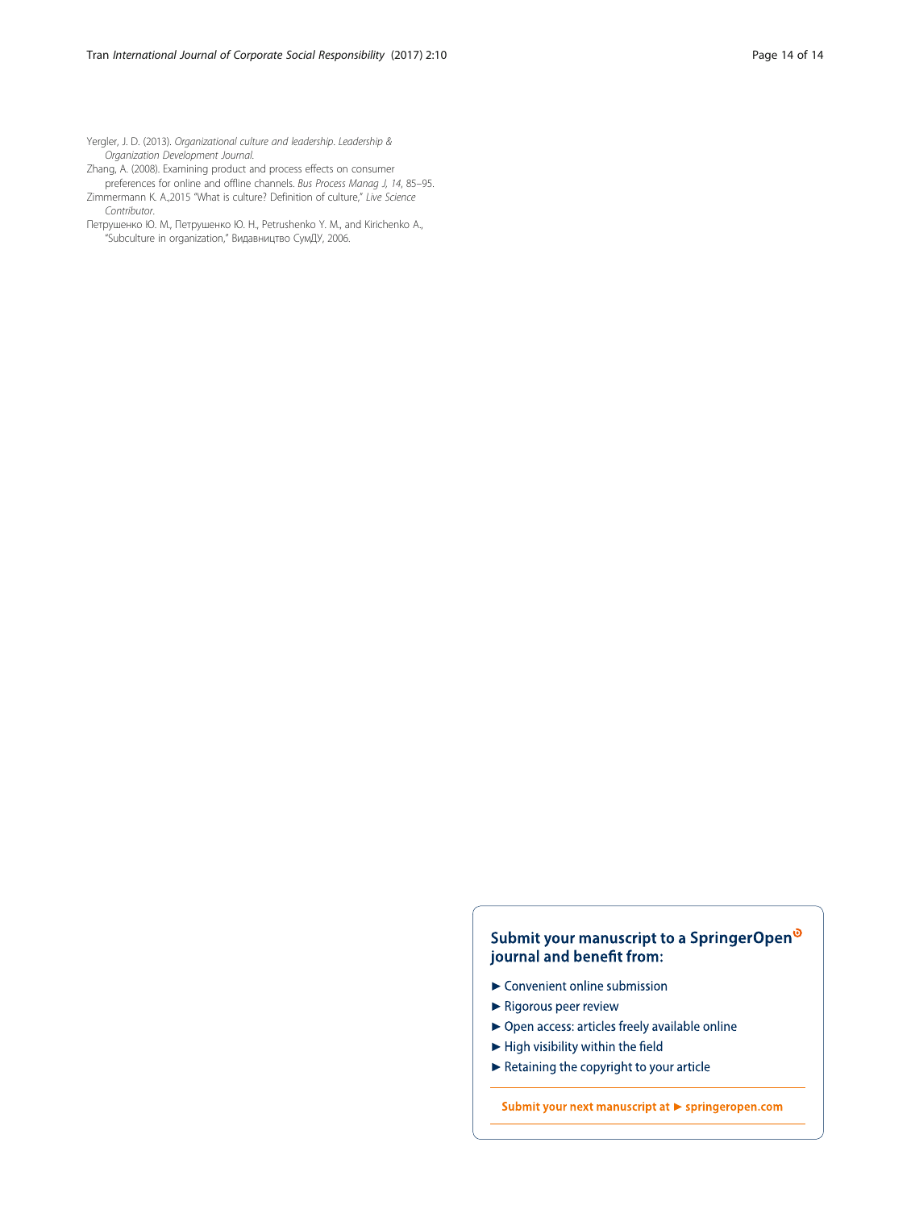Yergler, J. D. (2013). *Organizational culture and leadership. Leadership & Organization Development Journal.*

Zhang, A. (2008). Examining product and process effects on consumer preferences for online and offline channels. *Bus Process Manag J, 14*, 85–95.

Zimmermann K. A.,2015 "What is culture? Definition of culture," *Live Science Contributor.*

Петрушенко Ю. М., Петрушенко Ю. Н., Petrushenko Y. M., and Kirichenko A., "Subculture in organization," Видавництво СумДУ, 2006.

**Submit your manuscript to a SpringerOpen journal and benefit from:**

► Convenient online submission

► Rigorous peer review

► Open access: articles freely available online

► High visibility within the field

► Retaining the copyright to your article

**Submit your next manuscript at ► springeropen.com**